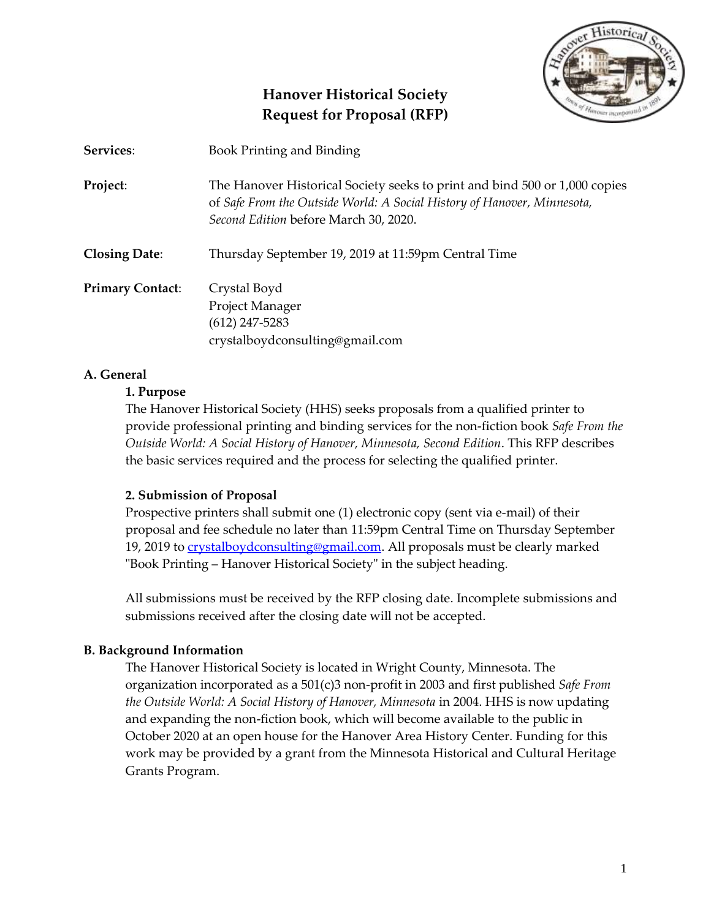# Hanover Historical Society
# Request for Proposal (RFP)

**Services**: Book Printing and Binding

**Project**: The Hanover Historical Society seeks to print and bind 500 or 1,000 copies of *Safe From the Outside World: A Social History of Hanover, Minnesota, Second Edition* before March 30, 2020.

**Closing Date**: Thursday September 19, 2019 at 11:59pm Central Time

**Primary Contact**: Crystal Boyd
Project Manager
(612) 247-5283
crystalboydconsulting@gmail.com

## A. General

### 1. Purpose

The Hanover Historical Society (HHS) seeks proposals from a qualified printer to provide professional printing and binding services for the non-fiction book *Safe From the Outside World: A Social History of Hanover, Minnesota, Second Edition*. This RFP describes the basic services required and the process for selecting the qualified printer.

### 2. Submission of Proposal

Prospective printers shall submit one (1) electronic copy (sent via e-mail) of their proposal and fee schedule no later than 11:59pm Central Time on Thursday September 19, 2019 to crystalboydconsulting@gmail.com. All proposals must be clearly marked "Book Printing – Hanover Historical Society" in the subject heading.

All submissions must be received by the RFP closing date. Incomplete submissions and submissions received after the closing date will not be accepted.

## B. Background Information

The Hanover Historical Society is located in Wright County, Minnesota. The organization incorporated as a 501(c)3 non-profit in 2003 and first published *Safe From the Outside World: A Social History of Hanover, Minnesota* in 2004. HHS is now updating and expanding the non-fiction book, which will become available to the public in October 2020 at an open house for the Hanover Area History Center. Funding for this work may be provided by a grant from the Minnesota Historical and Cultural Heritage Grants Program.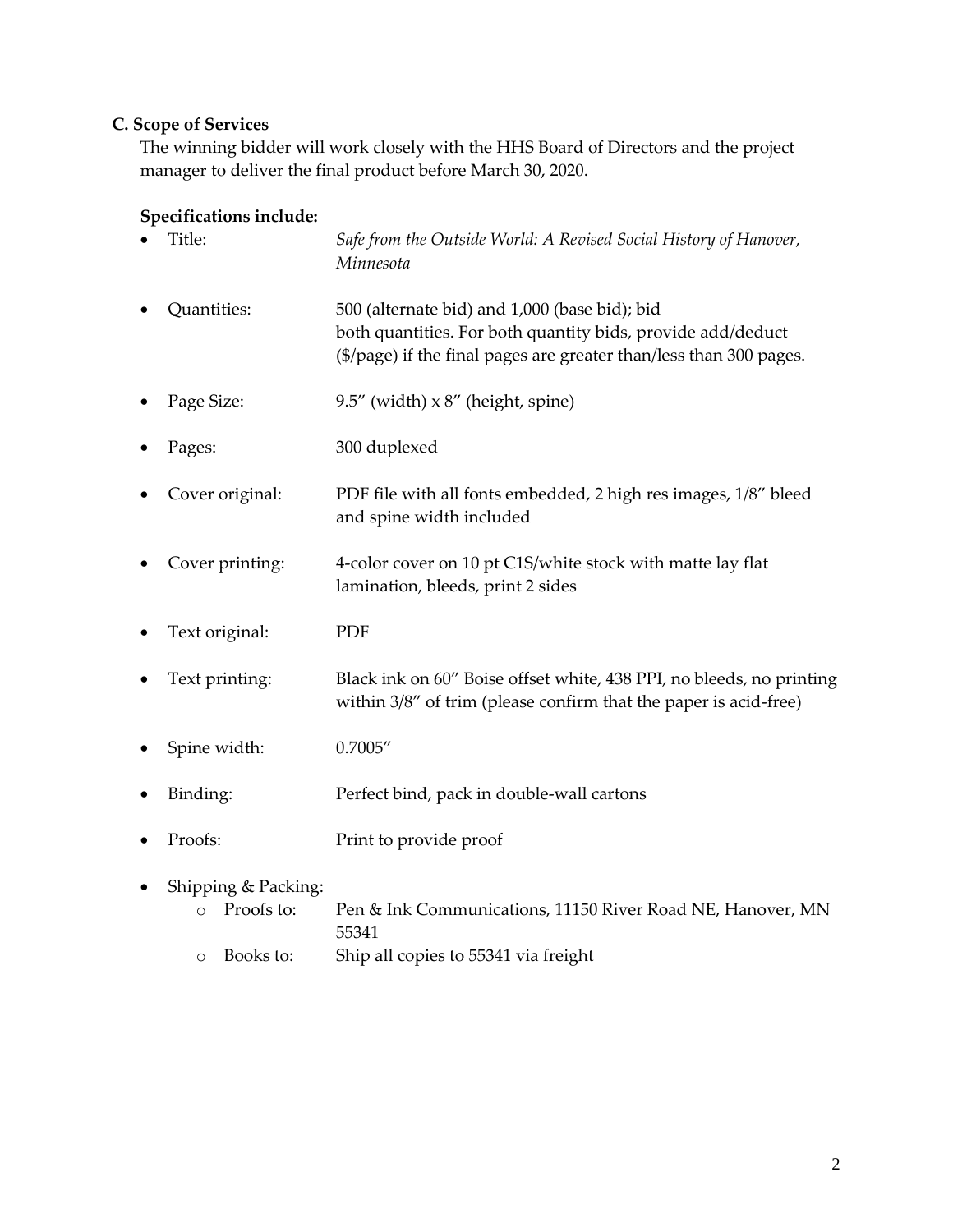### C. Scope of Services

The winning bidder will work closely with the HHS Board of Directors and the project manager to deliver the final product before March 30, 2020.

**Specifications include:**

- Title: *Safe from the Outside World: A Revised Social History of Hanover, Minnesota*
- Quantities: 500 (alternate bid) and 1,000 (base bid); bid both quantities. For both quantity bids, provide add/deduct ($/page) if the final pages are greater than/less than 300 pages.
- Page Size: 9.5" (width) x 8" (height, spine)
- Pages: 300 duplexed
- Cover original: PDF file with all fonts embedded, 2 high res images, 1/8" bleed and spine width included
- Cover printing: 4-color cover on 10 pt C1S/white stock with matte lay flat lamination, bleeds, print 2 sides
- Text original: PDF
- Text printing: Black ink on 60" Boise offset white, 438 PPI, no bleeds, no printing within 3/8" of trim (please confirm that the paper is acid-free)
- Spine width: 0.7005"
- Binding: Perfect bind, pack in double-wall cartons
- Proofs: Print to provide proof
- Shipping & Packing:
    - Proofs to: Pen & Ink Communications, 11150 River Road NE, Hanover, MN 55341
    - Books to: Ship all copies to 55341 via freight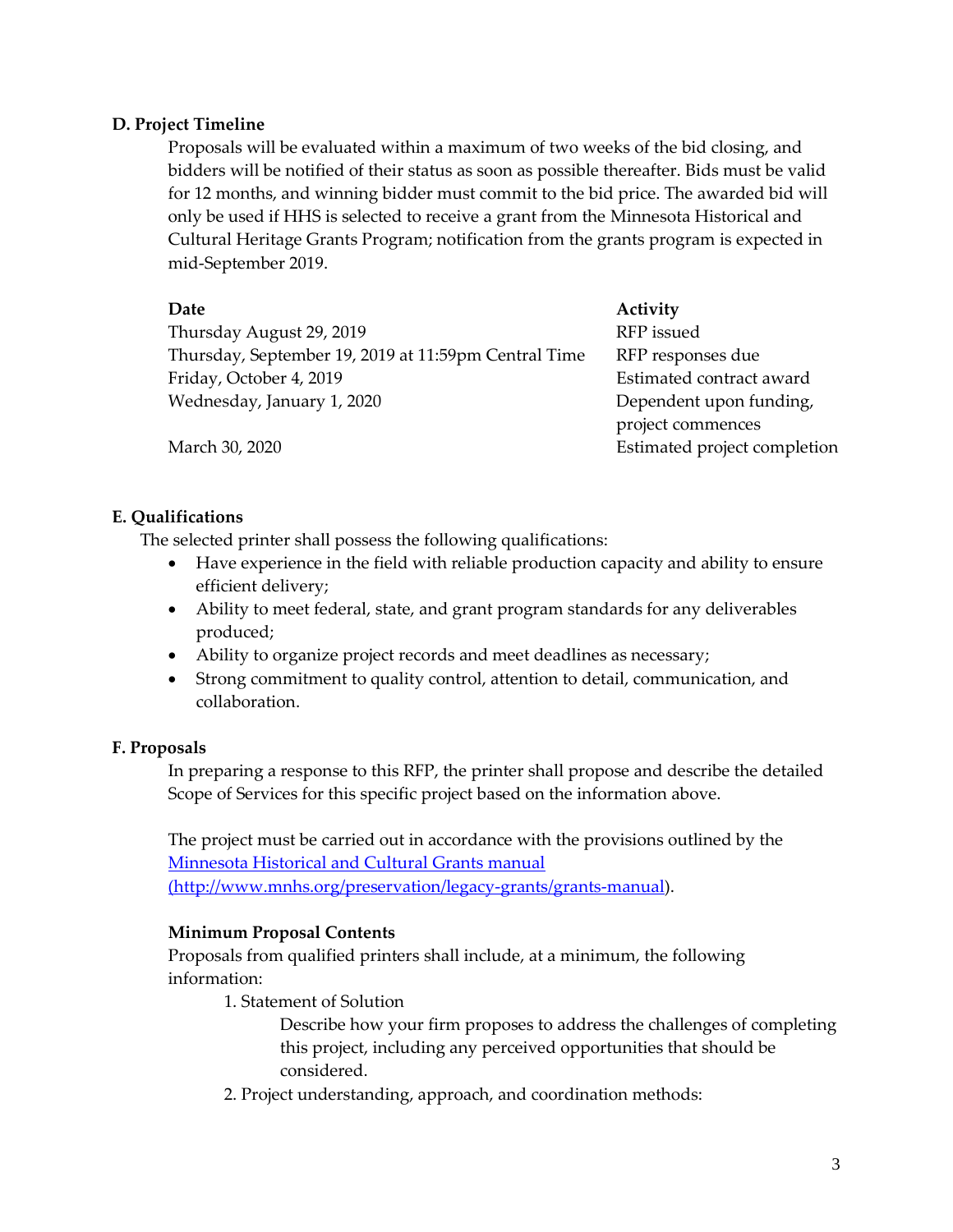### D. Project Timeline

Proposals will be evaluated within a maximum of two weeks of the bid closing, and bidders will be notified of their status as soon as possible thereafter. Bids must be valid for 12 months, and winning bidder must commit to the bid price. The awarded bid will only be used if HHS is selected to receive a grant from the Minnesota Historical and Cultural Heritage Grants Program; notification from the grants program is expected in mid-September 2019.

| Date | Activity |
| --- | --- |
| Thursday August 29, 2019 | RFP issued |
| Thursday, September 19, 2019 at 11:59pm Central Time | RFP responses due |
| Friday, October 4, 2019 | Estimated contract award |
| Wednesday, January 1, 2020 | Dependent upon funding, project commences |
| March 30, 2020 | Estimated project completion |

### E. Qualifications

The selected printer shall possess the following qualifications:

- Have experience in the field with reliable production capacity and ability to ensure efficient delivery;
- Ability to meet federal, state, and grant program standards for any deliverables produced;
- Ability to organize project records and meet deadlines as necessary;
- Strong commitment to quality control, attention to detail, communication, and collaboration.

### F. Proposals

In preparing a response to this RFP, the printer shall propose and describe the detailed Scope of Services for this specific project based on the information above.

The project must be carried out in accordance with the provisions outlined by the [Minnesota Historical and Cultural Grants manual (http://www.mnhs.org/preservation/legacy-grants/grants-manual)](http://www.mnhs.org/preservation/legacy-grants/grants-manual).

**Minimum Proposal Contents**

Proposals from qualified printers shall include, at a minimum, the following information:

1. Statement of Solution

   Describe how your firm proposes to address the challenges of completing this project, including any perceived opportunities that should be considered.

2. Project understanding, approach, and coordination methods: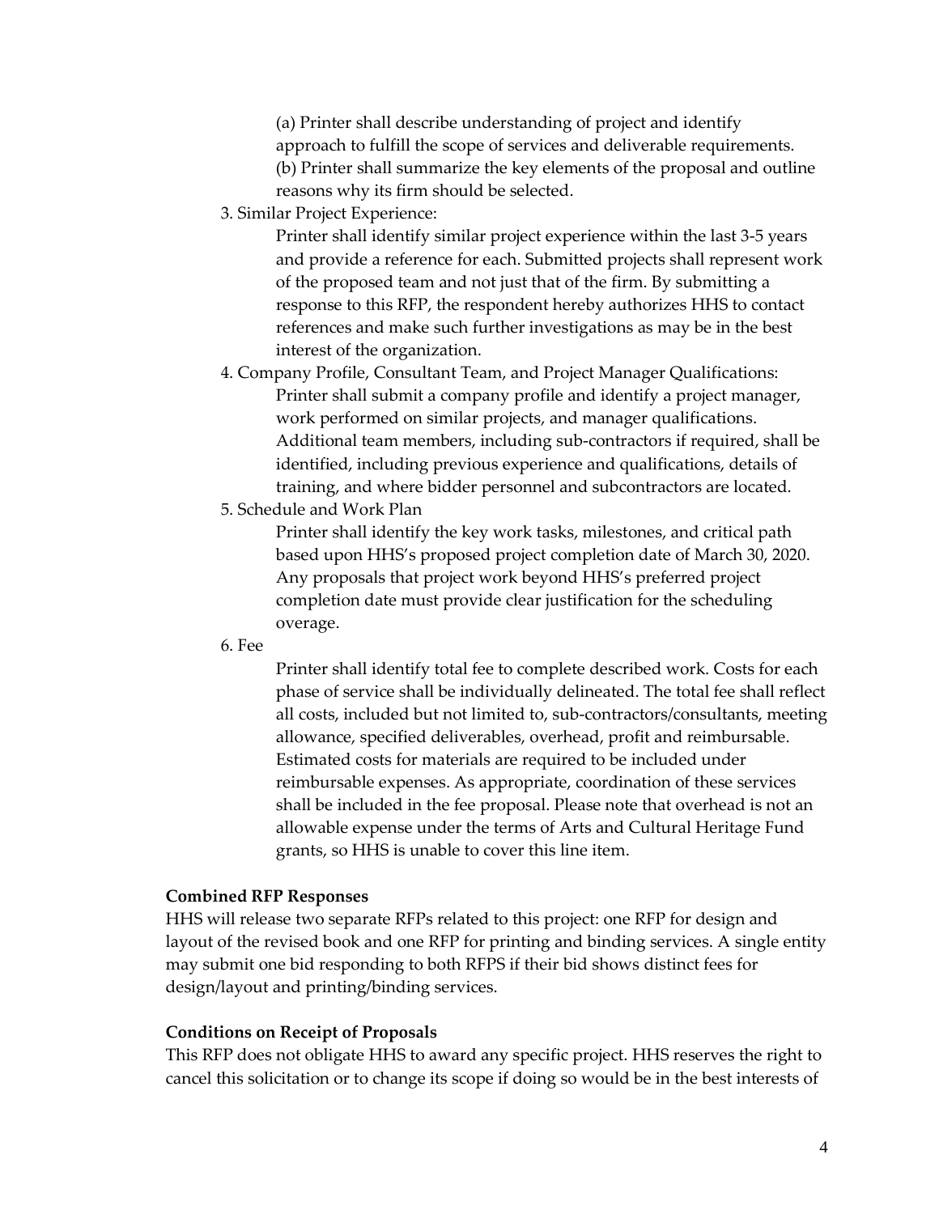(a) Printer shall describe understanding of project and identify approach to fulfill the scope of services and deliverable requirements.
(b) Printer shall summarize the key elements of the proposal and outline reasons why its firm should be selected.

3. Similar Project Experience:

   Printer shall identify similar project experience within the last 3-5 years and provide a reference for each. Submitted projects shall represent work of the proposed team and not just that of the firm. By submitting a response to this RFP, the respondent hereby authorizes HHS to contact references and make such further investigations as may be in the best interest of the organization.

4. Company Profile, Consultant Team, and Project Manager Qualifications:

   Printer shall submit a company profile and identify a project manager, work performed on similar projects, and manager qualifications. Additional team members, including sub-contractors if required, shall be identified, including previous experience and qualifications, details of training, and where bidder personnel and subcontractors are located.

5. Schedule and Work Plan

   Printer shall identify the key work tasks, milestones, and critical path based upon HHS's proposed project completion date of March 30, 2020. Any proposals that project work beyond HHS's preferred project completion date must provide clear justification for the scheduling overage.

6. Fee

   Printer shall identify total fee to complete described work. Costs for each phase of service shall be individually delineated. The total fee shall reflect all costs, included but not limited to, sub-contractors/consultants, meeting allowance, specified deliverables, overhead, profit and reimbursable. Estimated costs for materials are required to be included under reimbursable expenses. As appropriate, coordination of these services shall be included in the fee proposal. Please note that overhead is not an allowable expense under the terms of Arts and Cultural Heritage Fund grants, so HHS is unable to cover this line item.

**Combined RFP Responses**

HHS will release two separate RFPs related to this project: one RFP for design and layout of the revised book and one RFP for printing and binding services. A single entity may submit one bid responding to both RFPS if their bid shows distinct fees for design/layout and printing/binding services.

**Conditions on Receipt of Proposals**

This RFP does not obligate HHS to award any specific project. HHS reserves the right to cancel this solicitation or to change its scope if doing so would be in the best interests of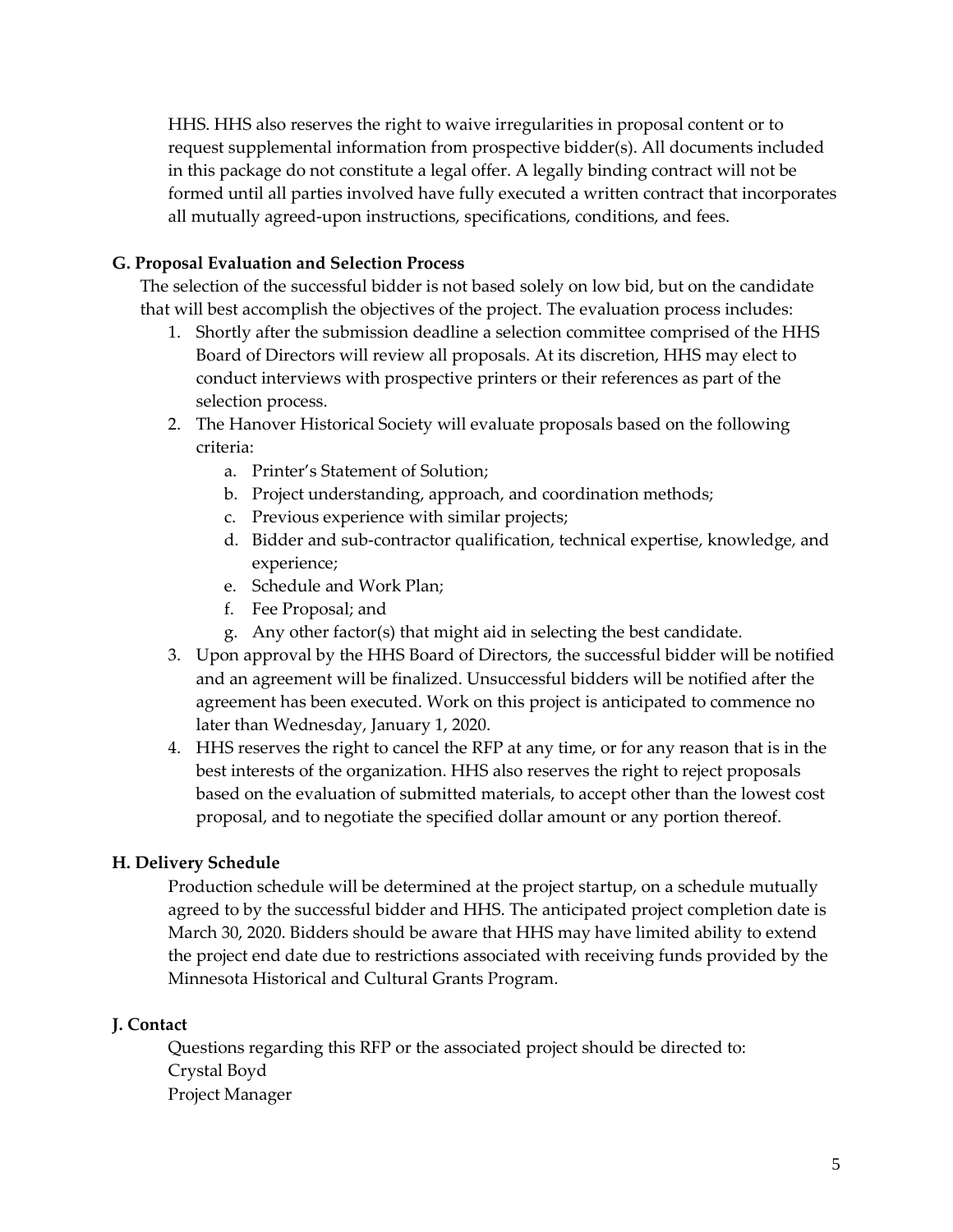HHS. HHS also reserves the right to waive irregularities in proposal content or to request supplemental information from prospective bidder(s). All documents included in this package do not constitute a legal offer. A legally binding contract will not be formed until all parties involved have fully executed a written contract that incorporates all mutually agreed-upon instructions, specifications, conditions, and fees.

**G. Proposal Evaluation and Selection Process**

The selection of the successful bidder is not based solely on low bid, but on the candidate that will best accomplish the objectives of the project. The evaluation process includes:

1. Shortly after the submission deadline a selection committee comprised of the HHS Board of Directors will review all proposals. At its discretion, HHS may elect to conduct interviews with prospective printers or their references as part of the selection process.
2. The Hanover Historical Society will evaluate proposals based on the following criteria:
   a. Printer's Statement of Solution;
   b. Project understanding, approach, and coordination methods;
   c. Previous experience with similar projects;
   d. Bidder and sub-contractor qualification, technical expertise, knowledge, and experience;
   e. Schedule and Work Plan;
   f. Fee Proposal; and
   g. Any other factor(s) that might aid in selecting the best candidate.
3. Upon approval by the HHS Board of Directors, the successful bidder will be notified and an agreement will be finalized. Unsuccessful bidders will be notified after the agreement has been executed. Work on this project is anticipated to commence no later than Wednesday, January 1, 2020.
4. HHS reserves the right to cancel the RFP at any time, or for any reason that is in the best interests of the organization. HHS also reserves the right to reject proposals based on the evaluation of submitted materials, to accept other than the lowest cost proposal, and to negotiate the specified dollar amount or any portion thereof.

**H. Delivery Schedule**

Production schedule will be determined at the project startup, on a schedule mutually agreed to by the successful bidder and HHS. The anticipated project completion date is March 30, 2020. Bidders should be aware that HHS may have limited ability to extend the project end date due to restrictions associated with receiving funds provided by the Minnesota Historical and Cultural Grants Program.

**J. Contact**

Questions regarding this RFP or the associated project should be directed to:
Crystal Boyd
Project Manager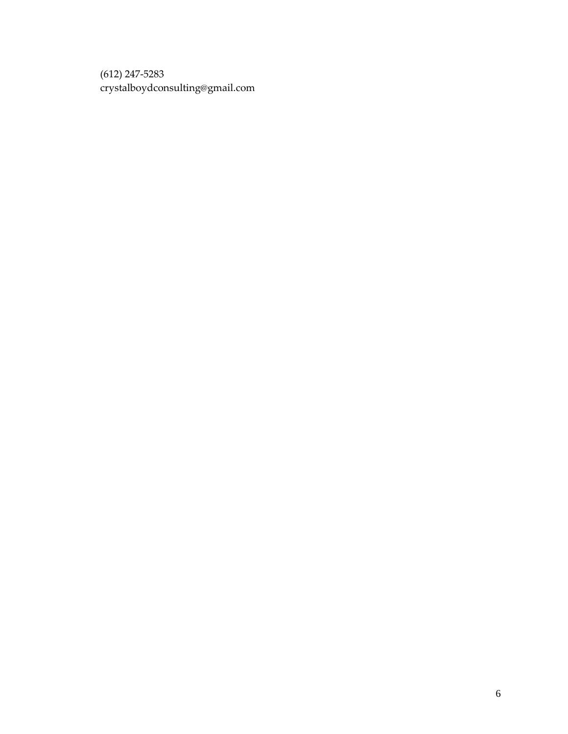(612) 247-5283  
crystalboydconsulting@gmail.com